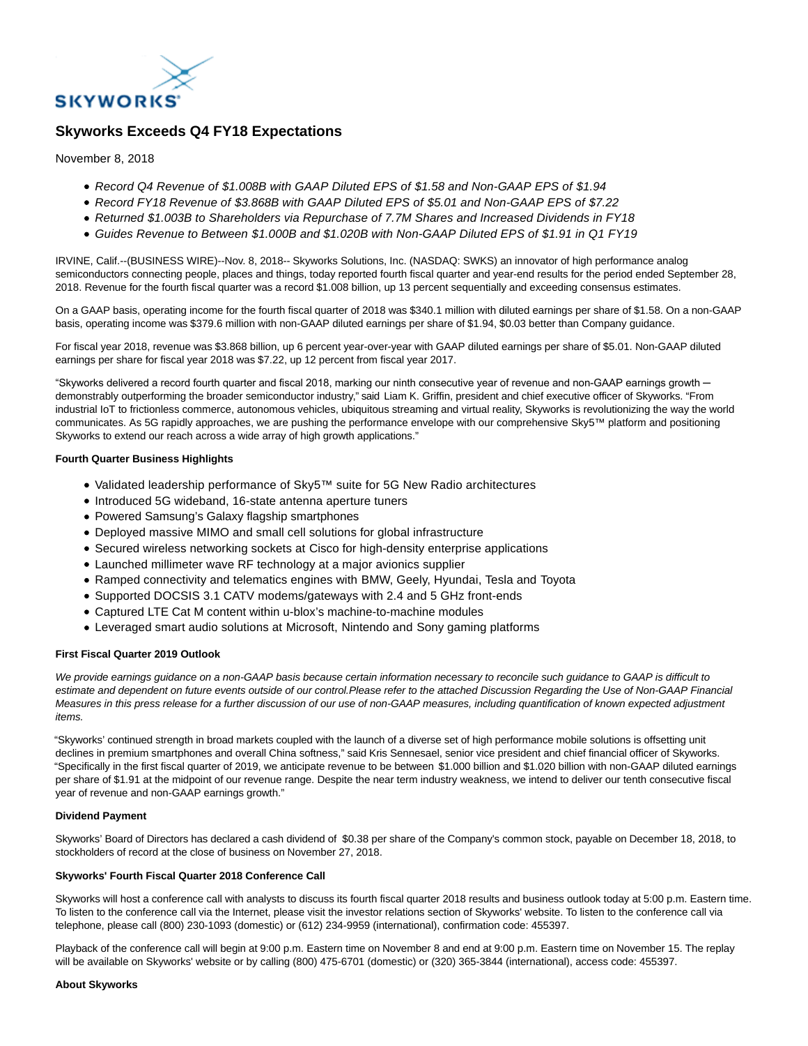# Skyworks Exceeds Q4 FY18 Expectations

November 8, 2018

- *Record Q4 Revenue of $1.008B with GAAP Diluted EPS of $1.58 and Non-GAAP EPS of $1.94*
- *Record FY18 Revenue of $3.868B with GAAP Diluted EPS of $5.01 and Non-GAAP EPS of $7.22*
- *Returned $1.003B to Shareholders via Repurchase of 7.7M Shares and Increased Dividends in FY18*
- *Guides Revenue to Between $1.000B and $1.020B with Non-GAAP Diluted EPS of $1.91 in Q1 FY19*

IRVINE, Calif.--(BUSINESS WIRE)--Nov. 8, 2018-- Skyworks Solutions, Inc. (NASDAQ: SWKS) an innovator of high performance analog semiconductors connecting people, places and things, today reported fourth fiscal quarter and year-end results for the period ended September 28, 2018. Revenue for the fourth fiscal quarter was a record $1.008 billion, up 13 percent sequentially and exceeding consensus estimates.

On a GAAP basis, operating income for the fourth fiscal quarter of 2018 was $340.1 million with diluted earnings per share of $1.58. On a non-GAAP basis, operating income was $379.6 million with non-GAAP diluted earnings per share of $1.94, $0.03 better than Company guidance.

For fiscal year 2018, revenue was $3.868 billion, up 6 percent year-over-year with GAAP diluted earnings per share of $5.01. Non-GAAP diluted earnings per share for fiscal year 2018 was $7.22, up 12 percent from fiscal year 2017.

"Skyworks delivered a record fourth quarter and fiscal 2018, marking our ninth consecutive year of revenue and non-GAAP earnings growth – demonstrably outperforming the broader semiconductor industry," said Liam K. Griffin, president and chief executive officer of Skyworks. "From industrial IoT to frictionless commerce, autonomous vehicles, ubiquitous streaming and virtual reality, Skyworks is revolutionizing the way the world communicates. As 5G rapidly approaches, we are pushing the performance envelope with our comprehensive Sky5™ platform and positioning Skyworks to extend our reach across a wide array of high growth applications."

**Fourth Quarter Business Highlights**

- Validated leadership performance of Sky5™ suite for 5G New Radio architectures
- Introduced 5G wideband, 16-state antenna aperture tuners
- Powered Samsung's Galaxy flagship smartphones
- Deployed massive MIMO and small cell solutions for global infrastructure
- Secured wireless networking sockets at Cisco for high-density enterprise applications
- Launched millimeter wave RF technology at a major avionics supplier
- Ramped connectivity and telematics engines with BMW, Geely, Hyundai, Tesla and Toyota
- Supported DOCSIS 3.1 CATV modems/gateways with 2.4 and 5 GHz front-ends
- Captured LTE Cat M content within u-blox's machine-to-machine modules
- Leveraged smart audio solutions at Microsoft, Nintendo and Sony gaming platforms

**First Fiscal Quarter 2019 Outlook**

*We provide earnings guidance on a non-GAAP basis because certain information necessary to reconcile such guidance to GAAP is difficult to estimate and dependent on future events outside of our control.Please refer to the attached Discussion Regarding the Use of Non-GAAP Financial Measures in this press release for a further discussion of our use of non-GAAP measures, including quantification of known expected adjustment items.*

"Skyworks' continued strength in broad markets coupled with the launch of a diverse set of high performance mobile solutions is offsetting unit declines in premium smartphones and overall China softness," said Kris Sennesael, senior vice president and chief financial officer of Skyworks. "Specifically in the first fiscal quarter of 2019, we anticipate revenue to be between $1.000 billion and $1.020 billion with non-GAAP diluted earnings per share of $1.91 at the midpoint of our revenue range. Despite the near term industry weakness, we intend to deliver our tenth consecutive fiscal year of revenue and non-GAAP earnings growth."

**Dividend Payment**

Skyworks' Board of Directors has declared a cash dividend of $0.38 per share of the Company's common stock, payable on December 18, 2018, to stockholders of record at the close of business on November 27, 2018.

**Skyworks' Fourth Fiscal Quarter 2018 Conference Call**

Skyworks will host a conference call with analysts to discuss its fourth fiscal quarter 2018 results and business outlook today at 5:00 p.m. Eastern time. To listen to the conference call via the Internet, please visit the investor relations section of Skyworks' website. To listen to the conference call via telephone, please call (800) 230-1093 (domestic) or (612) 234-9959 (international), confirmation code: 455397.

Playback of the conference call will begin at 9:00 p.m. Eastern time on November 8 and end at 9:00 p.m. Eastern time on November 15. The replay will be available on Skyworks' website or by calling (800) 475-6701 (domestic) or (320) 365-3844 (international), access code: 455397.

**About Skyworks**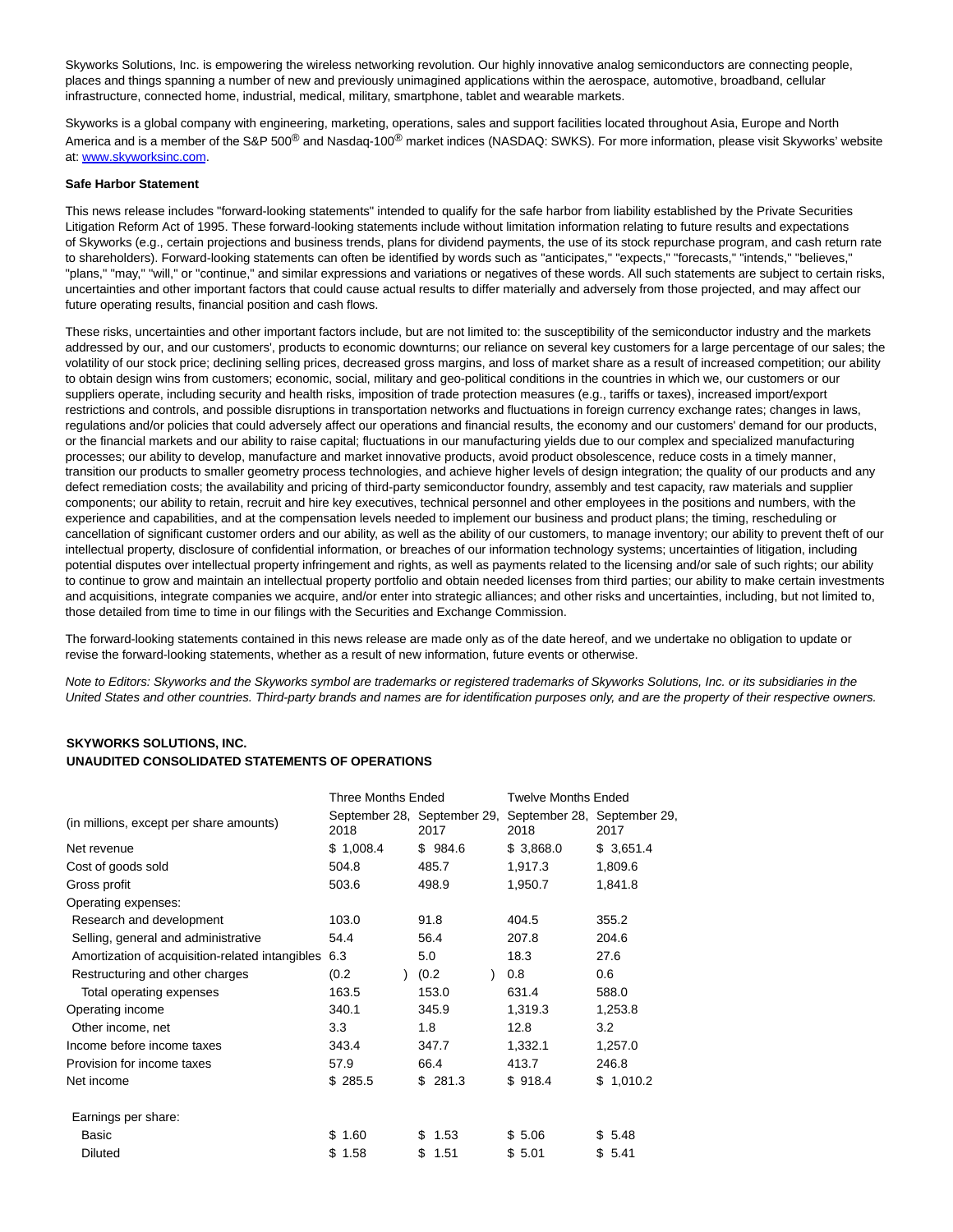Skyworks Solutions, Inc. is empowering the wireless networking revolution. Our highly innovative analog semiconductors are connecting people, places and things spanning a number of new and previously unimagined applications within the aerospace, automotive, broadband, cellular infrastructure, connected home, industrial, medical, military, smartphone, tablet and wearable markets.

Skyworks is a global company with engineering, marketing, operations, sales and support facilities located throughout Asia, Europe and North America and is a member of the S&P 500® and Nasdaq-100® market indices (NASDAQ: SWKS). For more information, please visit Skyworks' website at: www.skyworksinc.com.

**Safe Harbor Statement**

This news release includes "forward-looking statements" intended to qualify for the safe harbor from liability established by the Private Securities Litigation Reform Act of 1995. These forward-looking statements include without limitation information relating to future results and expectations of Skyworks (e.g., certain projections and business trends, plans for dividend payments, the use of its stock repurchase program, and cash return rate to shareholders). Forward-looking statements can often be identified by words such as "anticipates," "expects," "forecasts," "intends," "believes," "plans," "may," "will," or "continue," and similar expressions and variations or negatives of these words. All such statements are subject to certain risks, uncertainties and other important factors that could cause actual results to differ materially and adversely from those projected, and may affect our future operating results, financial position and cash flows.

These risks, uncertainties and other important factors include, but are not limited to: the susceptibility of the semiconductor industry and the markets addressed by our, and our customers', products to economic downturns; our reliance on several key customers for a large percentage of our sales; the volatility of our stock price; declining selling prices, decreased gross margins, and loss of market share as a result of increased competition; our ability to obtain design wins from customers; economic, social, military and geo-political conditions in the countries in which we, our customers or our suppliers operate, including security and health risks, imposition of trade protection measures (e.g., tariffs or taxes), increased import/export restrictions and controls, and possible disruptions in transportation networks and fluctuations in foreign currency exchange rates; changes in laws, regulations and/or policies that could adversely affect our operations and financial results, the economy and our customers' demand for our products, or the financial markets and our ability to raise capital; fluctuations in our manufacturing yields due to our complex and specialized manufacturing processes; our ability to develop, manufacture and market innovative products, avoid product obsolescence, reduce costs in a timely manner, transition our products to smaller geometry process technologies, and achieve higher levels of design integration; the quality of our products and any defect remediation costs; the availability and pricing of third-party semiconductor foundry, assembly and test capacity, raw materials and supplier components; our ability to retain, recruit and hire key executives, technical personnel and other employees in the positions and numbers, with the experience and capabilities, and at the compensation levels needed to implement our business and product plans; the timing, rescheduling or cancellation of significant customer orders and our ability, as well as the ability of our customers, to manage inventory; our ability to prevent theft of our intellectual property, disclosure of confidential information, or breaches of our information technology systems; uncertainties of litigation, including potential disputes over intellectual property infringement and rights, as well as payments related to the licensing and/or sale of such rights; our ability to continue to grow and maintain an intellectual property portfolio and obtain needed licenses from third parties; our ability to make certain investments and acquisitions, integrate companies we acquire, and/or enter into strategic alliances; and other risks and uncertainties, including, but not limited to, those detailed from time to time in our filings with the Securities and Exchange Commission.

The forward-looking statements contained in this news release are made only as of the date hereof, and we undertake no obligation to update or revise the forward-looking statements, whether as a result of new information, future events or otherwise.

*Note to Editors: Skyworks and the Skyworks symbol are trademarks or registered trademarks of Skyworks Solutions, Inc. or its subsidiaries in the United States and other countries. Third-party brands and names are for identification purposes only, and are the property of their respective owners.*

**SKYWORKS SOLUTIONS, INC.**
**UNAUDITED CONSOLIDATED STATEMENTS OF OPERATIONS**

| | Three Months Ended | | Twelve Months Ended | |
|---|---|---|---|---|
| (in millions, except per share amounts) | September 28, 2018 | September 29, 2017 | September 28, 2018 | September 29, 2017 |
| Net revenue | $ 1,008.4 | $ 984.6 | $ 3,868.0 | $ 3,651.4 |
| Cost of goods sold | 504.8 | 485.7 | 1,917.3 | 1,809.6 |
| Gross profit | 503.6 | 498.9 | 1,950.7 | 1,841.8 |
| Operating expenses: | | | | |
| Research and development | 103.0 | 91.8 | 404.5 | 355.2 |
| Selling, general and administrative | 54.4 | 56.4 | 207.8 | 204.6 |
| Amortization of acquisition-related intangibles | 6.3 | 5.0 | 18.3 | 27.6 |
| Restructuring and other charges | (0.2) | (0.2) | 0.8 | 0.6 |
| Total operating expenses | 163.5 | 153.0 | 631.4 | 588.0 |
| Operating income | 340.1 | 345.9 | 1,319.3 | 1,253.8 |
| Other income, net | 3.3 | 1.8 | 12.8 | 3.2 |
| Income before income taxes | 343.4 | 347.7 | 1,332.1 | 1,257.0 |
| Provision for income taxes | 57.9 | 66.4 | 413.7 | 246.8 |
| Net income | $ 285.5 | $ 281.3 | $ 918.4 | $ 1,010.2 |
| | | | | |
| Earnings per share: | | | | |
| Basic | $ 1.60 | $ 1.53 | $ 5.06 | $ 5.48 |
| Diluted | $ 1.58 | $ 1.51 | $ 5.01 | $ 5.41 |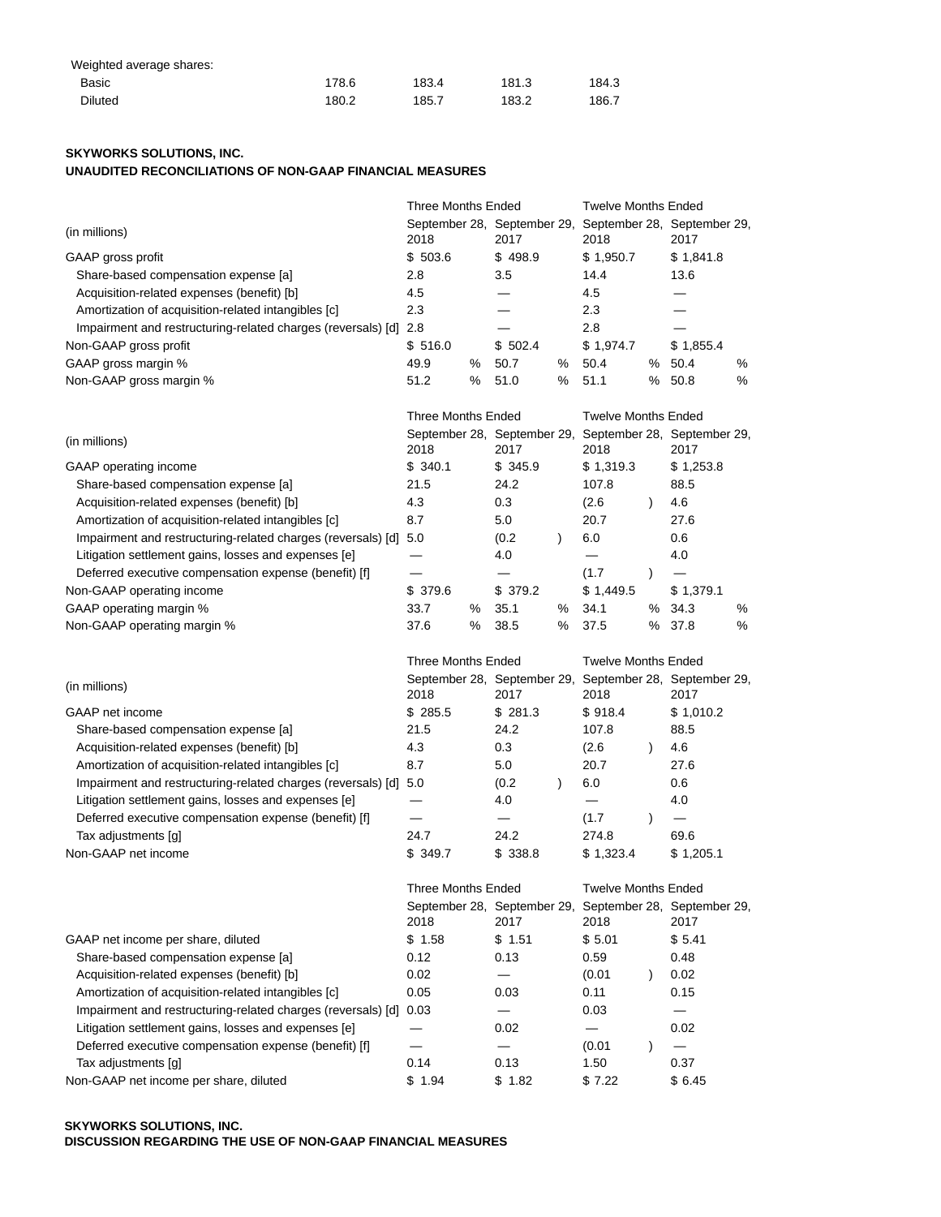| Weighted average shares: | | | | |
|---|---|---|---|---|
| Basic | 178.6 | 183.4 | 181.3 | 184.3 |
| Diluted | 180.2 | 185.7 | 183.2 | 186.7 |

**SKYWORKS SOLUTIONS, INC.**
**UNAUDITED RECONCILIATIONS OF NON-GAAP FINANCIAL MEASURES**

| | Three Months Ended | | Twelve Months Ended | |
|---|---|---|---|---|
| (in millions) | September 28, 2018 | September 29, 2017 | September 28, 2018 | September 29, 2017 |
| GAAP gross profit | $ 503.6 | $ 498.9 | $ 1,950.7 | $ 1,841.8 |
| Share-based compensation expense [a] | 2.8 | 3.5 | 14.4 | 13.6 |
| Acquisition-related expenses (benefit) [b] | 4.5 | — | 4.5 | — |
| Amortization of acquisition-related intangibles [c] | 2.3 | — | 2.3 | — |
| Impairment and restructuring-related charges (reversals) [d] | 2.8 | — | 2.8 | — |
| Non-GAAP gross profit | $ 516.0 | $ 502.4 | $ 1,974.7 | $ 1,855.4 |
| GAAP gross margin % | 49.9 % | 50.7 % | 50.4 % | 50.4 % |
| Non-GAAP gross margin % | 51.2 % | 51.0 % | 51.1 % | 50.8 % |

| | Three Months Ended | | Twelve Months Ended | |
|---|---|---|---|---|
| (in millions) | September 28, 2018 | September 29, 2017 | September 28, 2018 | September 29, 2017 |
| GAAP operating income | $ 340.1 | $ 345.9 | $ 1,319.3 | $ 1,253.8 |
| Share-based compensation expense [a] | 21.5 | 24.2 | 107.8 | 88.5 |
| Acquisition-related expenses (benefit) [b] | 4.3 | 0.3 | (2.6) | 4.6 |
| Amortization of acquisition-related intangibles [c] | 8.7 | 5.0 | 20.7 | 27.6 |
| Impairment and restructuring-related charges (reversals) [d] | 5.0 | (0.2) | 6.0 | 0.6 |
| Litigation settlement gains, losses and expenses [e] | — | 4.0 | — | 4.0 |
| Deferred executive compensation expense (benefit) [f] | — | — | (1.7) | — |
| Non-GAAP operating income | $ 379.6 | $ 379.2 | $ 1,449.5 | $ 1,379.1 |
| GAAP operating margin % | 33.7 % | 35.1 % | 34.1 % | 34.3 % |
| Non-GAAP operating margin % | 37.6 % | 38.5 % | 37.5 % | 37.8 % |

| | Three Months Ended | | Twelve Months Ended | |
|---|---|---|---|---|
| (in millions) | September 28, 2018 | September 29, 2017 | September 28, 2018 | September 29, 2017 |
| GAAP net income | $ 285.5 | $ 281.3 | $ 918.4 | $ 1,010.2 |
| Share-based compensation expense [a] | 21.5 | 24.2 | 107.8 | 88.5 |
| Acquisition-related expenses (benefit) [b] | 4.3 | 0.3 | (2.6) | 4.6 |
| Amortization of acquisition-related intangibles [c] | 8.7 | 5.0 | 20.7 | 27.6 |
| Impairment and restructuring-related charges (reversals) [d] | 5.0 | (0.2) | 6.0 | 0.6 |
| Litigation settlement gains, losses and expenses [e] | — | 4.0 | — | 4.0 |
| Deferred executive compensation expense (benefit) [f] | — | — | (1.7) | — |
| Tax adjustments [g] | 24.7 | 24.2 | 274.8 | 69.6 |
| Non-GAAP net income | $ 349.7 | $ 338.8 | $ 1,323.4 | $ 1,205.1 |

| | Three Months Ended | | Twelve Months Ended | |
|---|---|---|---|---|
| | September 28, 2018 | September 29, 2017 | September 28, 2018 | September 29, 2017 |
| GAAP net income per share, diluted | $ 1.58 | $ 1.51 | $ 5.01 | $ 5.41 |
| Share-based compensation expense [a] | 0.12 | 0.13 | 0.59 | 0.48 |
| Acquisition-related expenses (benefit) [b] | 0.02 | — | (0.01) | 0.02 |
| Amortization of acquisition-related intangibles [c] | 0.05 | 0.03 | 0.11 | 0.15 |
| Impairment and restructuring-related charges (reversals) [d] | 0.03 | — | 0.03 | — |
| Litigation settlement gains, losses and expenses [e] | — | 0.02 | — | 0.02 |
| Deferred executive compensation expense (benefit) [f] | — | — | (0.01) | — |
| Tax adjustments [g] | 0.14 | 0.13 | 1.50 | 0.37 |
| Non-GAAP net income per share, diluted | $ 1.94 | $ 1.82 | $ 7.22 | $ 6.45 |

**SKYWORKS SOLUTIONS, INC.**
**DISCUSSION REGARDING THE USE OF NON-GAAP FINANCIAL MEASURES**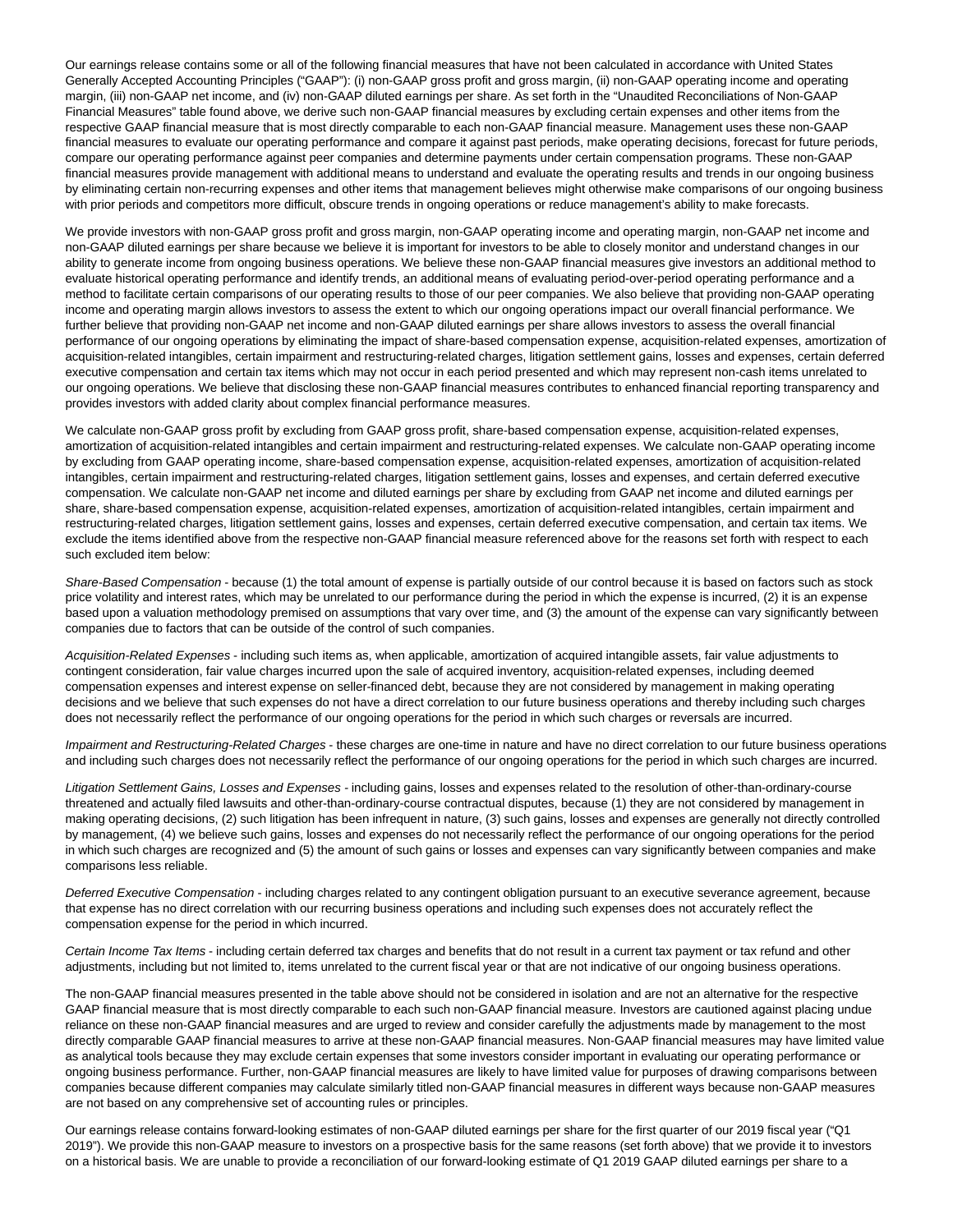Our earnings release contains some or all of the following financial measures that have not been calculated in accordance with United States Generally Accepted Accounting Principles ("GAAP"): (i) non-GAAP gross profit and gross margin, (ii) non-GAAP operating income and operating margin, (iii) non-GAAP net income, and (iv) non-GAAP diluted earnings per share. As set forth in the "Unaudited Reconciliations of Non-GAAP Financial Measures" table found above, we derive such non-GAAP financial measures by excluding certain expenses and other items from the respective GAAP financial measure that is most directly comparable to each non-GAAP financial measure. Management uses these non-GAAP financial measures to evaluate our operating performance and compare it against past periods, make operating decisions, forecast for future periods, compare our operating performance against peer companies and determine payments under certain compensation programs. These non-GAAP financial measures provide management with additional means to understand and evaluate the operating results and trends in our ongoing business by eliminating certain non-recurring expenses and other items that management believes might otherwise make comparisons of our ongoing business with prior periods and competitors more difficult, obscure trends in ongoing operations or reduce management's ability to make forecasts.

We provide investors with non-GAAP gross profit and gross margin, non-GAAP operating income and operating margin, non-GAAP net income and non-GAAP diluted earnings per share because we believe it is important for investors to be able to closely monitor and understand changes in our ability to generate income from ongoing business operations. We believe these non-GAAP financial measures give investors an additional method to evaluate historical operating performance and identify trends, an additional means of evaluating period-over-period operating performance and a method to facilitate certain comparisons of our operating results to those of our peer companies. We also believe that providing non-GAAP operating income and operating margin allows investors to assess the extent to which our ongoing operations impact our overall financial performance. We further believe that providing non-GAAP net income and non-GAAP diluted earnings per share allows investors to assess the overall financial performance of our ongoing operations by eliminating the impact of share-based compensation expense, acquisition-related expenses, amortization of acquisition-related intangibles, certain impairment and restructuring-related charges, litigation settlement gains, losses and expenses, certain deferred executive compensation and certain tax items which may not occur in each period presented and which may represent non-cash items unrelated to our ongoing operations. We believe that disclosing these non-GAAP financial measures contributes to enhanced financial reporting transparency and provides investors with added clarity about complex financial performance measures.

We calculate non-GAAP gross profit by excluding from GAAP gross profit, share-based compensation expense, acquisition-related expenses, amortization of acquisition-related intangibles and certain impairment and restructuring-related expenses. We calculate non-GAAP operating income by excluding from GAAP operating income, share-based compensation expense, acquisition-related expenses, amortization of acquisition-related intangibles, certain impairment and restructuring-related charges, litigation settlement gains, losses and expenses, and certain deferred executive compensation. We calculate non-GAAP net income and diluted earnings per share by excluding from GAAP net income and diluted earnings per share, share-based compensation expense, acquisition-related expenses, amortization of acquisition-related intangibles, certain impairment and restructuring-related charges, litigation settlement gains, losses and expenses, certain deferred executive compensation, and certain tax items. We exclude the items identified above from the respective non-GAAP financial measure referenced above for the reasons set forth with respect to each such excluded item below:

*Share-Based Compensation* - because (1) the total amount of expense is partially outside of our control because it is based on factors such as stock price volatility and interest rates, which may be unrelated to our performance during the period in which the expense is incurred, (2) it is an expense based upon a valuation methodology premised on assumptions that vary over time, and (3) the amount of the expense can vary significantly between companies due to factors that can be outside of the control of such companies.

*Acquisition-Related Expenses* - including such items as, when applicable, amortization of acquired intangible assets, fair value adjustments to contingent consideration, fair value charges incurred upon the sale of acquired inventory, acquisition-related expenses, including deemed compensation expenses and interest expense on seller-financed debt, because they are not considered by management in making operating decisions and we believe that such expenses do not have a direct correlation to our future business operations and thereby including such charges does not necessarily reflect the performance of our ongoing operations for the period in which such charges or reversals are incurred.

*Impairment and Restructuring-Related Charges* - these charges are one-time in nature and have no direct correlation to our future business operations and including such charges does not necessarily reflect the performance of our ongoing operations for the period in which such charges are incurred.

*Litigation Settlement Gains, Losses and Expenses* - including gains, losses and expenses related to the resolution of other-than-ordinary-course threatened and actually filed lawsuits and other-than-ordinary-course contractual disputes, because (1) they are not considered by management in making operating decisions, (2) such litigation has been infrequent in nature, (3) such gains, losses and expenses are generally not directly controlled by management, (4) we believe such gains, losses and expenses do not necessarily reflect the performance of our ongoing operations for the period in which such charges are recognized and (5) the amount of such gains or losses and expenses can vary significantly between companies and make comparisons less reliable.

*Deferred Executive Compensation* - including charges related to any contingent obligation pursuant to an executive severance agreement, because that expense has no direct correlation with our recurring business operations and including such expenses does not accurately reflect the compensation expense for the period in which incurred.

*Certain Income Tax Items* - including certain deferred tax charges and benefits that do not result in a current tax payment or tax refund and other adjustments, including but not limited to, items unrelated to the current fiscal year or that are not indicative of our ongoing business operations.

The non-GAAP financial measures presented in the table above should not be considered in isolation and are not an alternative for the respective GAAP financial measure that is most directly comparable to each such non-GAAP financial measure. Investors are cautioned against placing undue reliance on these non-GAAP financial measures and are urged to review and consider carefully the adjustments made by management to the most directly comparable GAAP financial measures to arrive at these non-GAAP financial measures. Non-GAAP financial measures may have limited value as analytical tools because they may exclude certain expenses that some investors consider important in evaluating our operating performance or ongoing business performance. Further, non-GAAP financial measures are likely to have limited value for purposes of drawing comparisons between companies because different companies may calculate similarly titled non-GAAP financial measures in different ways because non-GAAP measures are not based on any comprehensive set of accounting rules or principles.

Our earnings release contains forward-looking estimates of non-GAAP diluted earnings per share for the first quarter of our 2019 fiscal year ("Q1 2019"). We provide this non-GAAP measure to investors on a prospective basis for the same reasons (set forth above) that we provide it to investors on a historical basis. We are unable to provide a reconciliation of our forward-looking estimate of Q1 2019 GAAP diluted earnings per share to a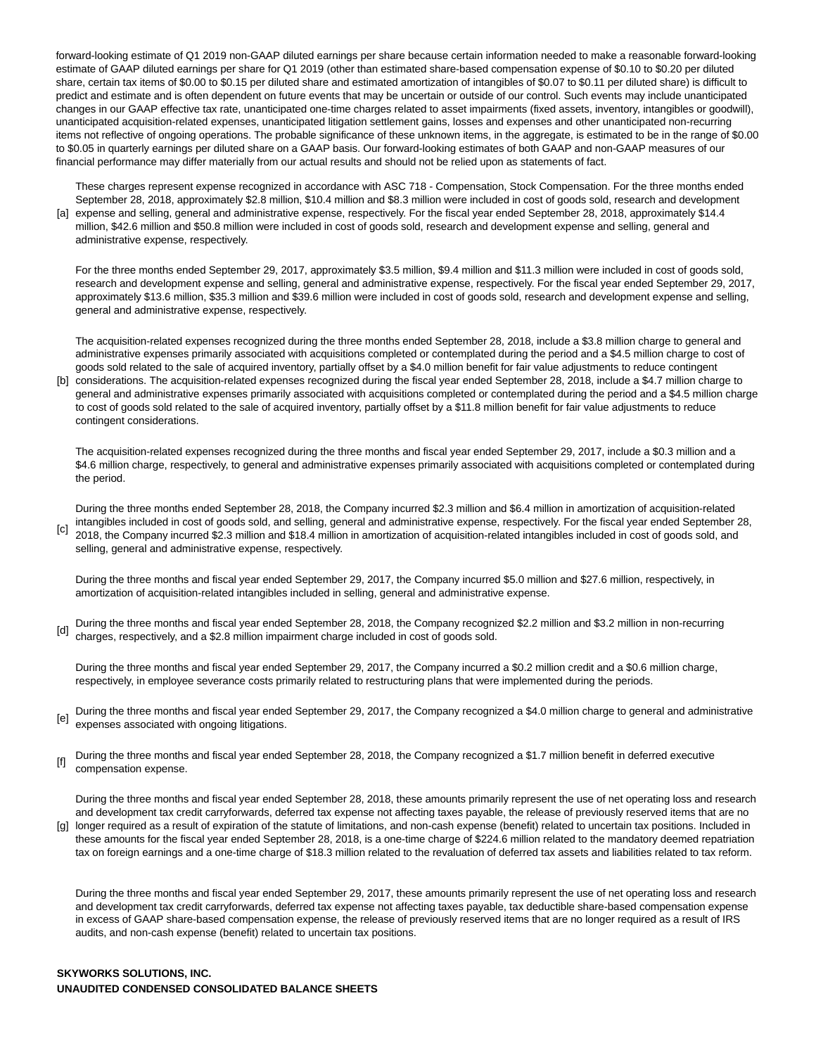forward-looking estimate of Q1 2019 non-GAAP diluted earnings per share because certain information needed to make a reasonable forward-looking estimate of GAAP diluted earnings per share for Q1 2019 (other than estimated share-based compensation expense of $0.10 to $0.20 per diluted share, certain tax items of $0.00 to $0.15 per diluted share and estimated amortization of intangibles of $0.07 to $0.11 per diluted share) is difficult to predict and estimate and is often dependent on future events that may be uncertain or outside of our control. Such events may include unanticipated changes in our GAAP effective tax rate, unanticipated one-time charges related to asset impairments (fixed assets, inventory, intangibles or goodwill), unanticipated acquisition-related expenses, unanticipated litigation settlement gains, losses and expenses and other unanticipated non-recurring items not reflective of ongoing operations. The probable significance of these unknown items, in the aggregate, is estimated to be in the range of $0.00 to $0.05 in quarterly earnings per diluted share on a GAAP basis. Our forward-looking estimates of both GAAP and non-GAAP measures of our financial performance may differ materially from our actual results and should not be relied upon as statements of fact.

[a] These charges represent expense recognized in accordance with ASC 718 - Compensation, Stock Compensation. For the three months ended September 28, 2018, approximately $2.8 million, $10.4 million and $8.3 million were included in cost of goods sold, research and development expense and selling, general and administrative expense, respectively. For the fiscal year ended September 28, 2018, approximately $14.4 million, $42.6 million and $50.8 million were included in cost of goods sold, research and development expense and selling, general and administrative expense, respectively.

For the three months ended September 29, 2017, approximately $3.5 million, $9.4 million and $11.3 million were included in cost of goods sold, research and development expense and selling, general and administrative expense, respectively. For the fiscal year ended September 29, 2017, approximately $13.6 million, $35.3 million and $39.6 million were included in cost of goods sold, research and development expense and selling, general and administrative expense, respectively.

[b] The acquisition-related expenses recognized during the three months ended September 28, 2018, include a $3.8 million charge to general and administrative expenses primarily associated with acquisitions completed or contemplated during the period and a $4.5 million charge to cost of goods sold related to the sale of acquired inventory, partially offset by a $4.0 million benefit for fair value adjustments to reduce contingent considerations. The acquisition-related expenses recognized during the fiscal year ended September 28, 2018, include a $4.7 million charge to general and administrative expenses primarily associated with acquisitions completed or contemplated during the period and a $4.5 million charge to cost of goods sold related to the sale of acquired inventory, partially offset by a $11.8 million benefit for fair value adjustments to reduce contingent considerations.

The acquisition-related expenses recognized during the three months and fiscal year ended September 29, 2017, include a $0.3 million and a $4.6 million charge, respectively, to general and administrative expenses primarily associated with acquisitions completed or contemplated during the period.

[c] During the three months ended September 28, 2018, the Company incurred $2.3 million and $6.4 million in amortization of acquisition-related intangibles included in cost of goods sold, and selling, general and administrative expense, respectively. For the fiscal year ended September 28, 2018, the Company incurred $2.3 million and $18.4 million in amortization of acquisition-related intangibles included in cost of goods sold, and selling, general and administrative expense, respectively.

During the three months and fiscal year ended September 29, 2017, the Company incurred $5.0 million and $27.6 million, respectively, in amortization of acquisition-related intangibles included in selling, general and administrative expense.

[d] During the three months and fiscal year ended September 28, 2018, the Company recognized $2.2 million and $3.2 million in non-recurring charges, respectively, and a $2.8 million impairment charge included in cost of goods sold.

During the three months and fiscal year ended September 29, 2017, the Company incurred a $0.2 million credit and a $0.6 million charge, respectively, in employee severance costs primarily related to restructuring plans that were implemented during the periods.

[e] During the three months and fiscal year ended September 29, 2017, the Company recognized a $4.0 million charge to general and administrative expenses associated with ongoing litigations.

[f] During the three months and fiscal year ended September 28, 2018, the Company recognized a $1.7 million benefit in deferred executive compensation expense.

[g] During the three months and fiscal year ended September 28, 2018, these amounts primarily represent the use of net operating loss and research and development tax credit carryforwards, deferred tax expense not affecting taxes payable, the release of previously reserved items that are no longer required as a result of expiration of the statute of limitations, and non-cash expense (benefit) related to uncertain tax positions. Included in these amounts for the fiscal year ended September 28, 2018, is a one-time charge of $224.6 million related to the mandatory deemed repatriation tax on foreign earnings and a one-time charge of $18.3 million related to the revaluation of deferred tax assets and liabilities related to tax reform.

During the three months and fiscal year ended September 29, 2017, these amounts primarily represent the use of net operating loss and research and development tax credit carryforwards, deferred tax expense not affecting taxes payable, tax deductible share-based compensation expense in excess of GAAP share-based compensation expense, the release of previously reserved items that are no longer required as a result of IRS audits, and non-cash expense (benefit) related to uncertain tax positions.

**SKYWORKS SOLUTIONS, INC.**
**UNAUDITED CONDENSED CONSOLIDATED BALANCE SHEETS**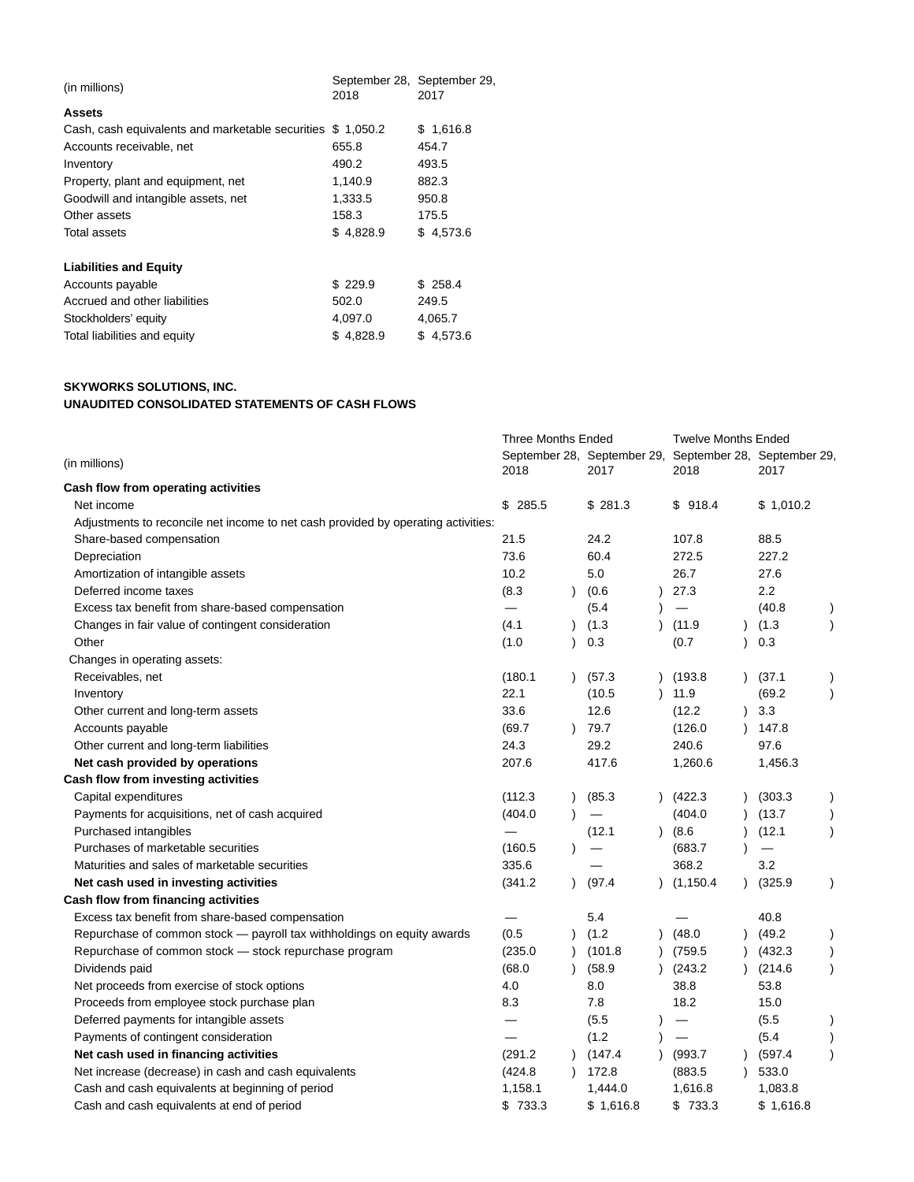| (in millions) | September 28, 2018 | September 29, 2017 |
|---|---|---|
| **Assets** | | |
| Cash, cash equivalents and marketable securities | $ 1,050.2 | $ 1,616.8 |
| Accounts receivable, net | 655.8 | 454.7 |
| Inventory | 490.2 | 493.5 |
| Property, plant and equipment, net | 1,140.9 | 882.3 |
| Goodwill and intangible assets, net | 1,333.5 | 950.8 |
| Other assets | 158.3 | 175.5 |
| Total assets | $ 4,828.9 | $ 4,573.6 |
| | | |
| **Liabilities and Equity** | | |
| Accounts payable | $ 229.9 | $ 258.4 |
| Accrued and other liabilities | 502.0 | 249.5 |
| Stockholders' equity | 4,097.0 | 4,065.7 |
| Total liabilities and equity | $ 4,828.9 | $ 4,573.6 |

**SKYWORKS SOLUTIONS, INC.**
**UNAUDITED CONSOLIDATED STATEMENTS OF CASH FLOWS**

| | Three Months Ended | | Twelve Months Ended | |
|---|---|---|---|---|
| (in millions) | September 28, 2018 | September 29, 2017 | September 28, 2018 | September 29, 2017 |
| **Cash flow from operating activities** | | | | |
| Net income | $ 285.5 | $ 281.3 | $ 918.4 | $ 1,010.2 |
| Adjustments to reconcile net income to net cash provided by operating activities: | | | | |
| Share-based compensation | 21.5 | 24.2 | 107.8 | 88.5 |
| Depreciation | 73.6 | 60.4 | 272.5 | 227.2 |
| Amortization of intangible assets | 10.2 | 5.0 | 26.7 | 27.6 |
| Deferred income taxes | (8.3) | (0.6) | 27.3 | 2.2 |
| Excess tax benefit from share-based compensation | — | (5.4) | — | (40.8) |
| Changes in fair value of contingent consideration | (4.1) | (1.3) | (11.9) | (1.3) |
| Other | (1.0) | 0.3 | (0.7) | 0.3 |
| Changes in operating assets: | | | | |
| Receivables, net | (180.1) | (57.3) | (193.8) | (37.1) |
| Inventory | 22.1 | (10.5) | 11.9 | (69.2) |
| Other current and long-term assets | 33.6 | 12.6 | (12.2) | 3.3 |
| Accounts payable | (69.7) | 79.7 | (126.0) | 147.8 |
| Other current and long-term liabilities | 24.3 | 29.2 | 240.6 | 97.6 |
| **Net cash provided by operations** | 207.6 | 417.6 | 1,260.6 | 1,456.3 |
| **Cash flow from investing activities** | | | | |
| Capital expenditures | (112.3) | (85.3) | (422.3) | (303.3) |
| Payments for acquisitions, net of cash acquired | (404.0) | — | (404.0) | (13.7) |
| Purchased intangibles | — | (12.1) | (8.6) | (12.1) |
| Purchases of marketable securities | (160.5) | — | (683.7) | — |
| Maturities and sales of marketable securities | 335.6 | — | 368.2 | 3.2 |
| **Net cash used in investing activities** | (341.2) | (97.4) | (1,150.4) | (325.9) |
| **Cash flow from financing activities** | | | | |
| Excess tax benefit from share-based compensation | — | 5.4 | — | 40.8 |
| Repurchase of common stock — payroll tax withholdings on equity awards | (0.5) | (1.2) | (48.0) | (49.2) |
| Repurchase of common stock — stock repurchase program | (235.0) | (101.8) | (759.5) | (432.3) |
| Dividends paid | (68.0) | (58.9) | (243.2) | (214.6) |
| Net proceeds from exercise of stock options | 4.0 | 8.0 | 38.8 | 53.8 |
| Proceeds from employee stock purchase plan | 8.3 | 7.8 | 18.2 | 15.0 |
| Deferred payments for intangible assets | — | (5.5) | — | (5.5) |
| Payments of contingent consideration | — | (1.2) | — | (5.4) |
| **Net cash used in financing activities** | (291.2) | (147.4) | (993.7) | (597.4) |
| Net increase (decrease) in cash and cash equivalents | (424.8) | 172.8 | (883.5) | 533.0 |
| Cash and cash equivalents at beginning of period | 1,158.1 | 1,444.0 | 1,616.8 | 1,083.8 |
| Cash and cash equivalents at end of period | $ 733.3 | $ 1,616.8 | $ 733.3 | $ 1,616.8 |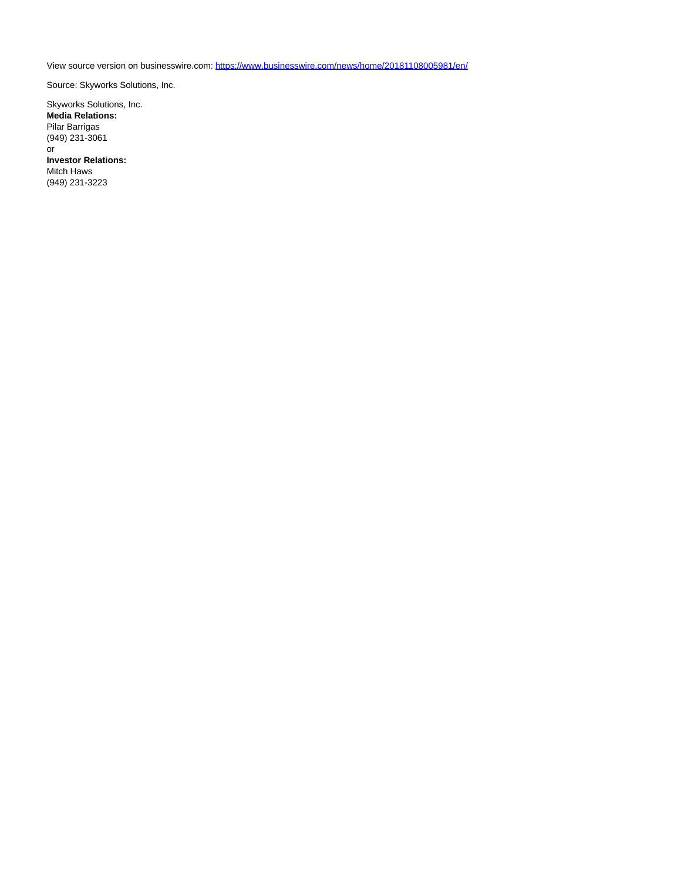View source version on businesswire.com: https://www.businesswire.com/news/home/20181108005981/en/

Source: Skyworks Solutions, Inc.

Skyworks Solutions, Inc.
**Media Relations:**
Pilar Barrigas
(949) 231-3061
or
**Investor Relations:**
Mitch Haws
(949) 231-3223